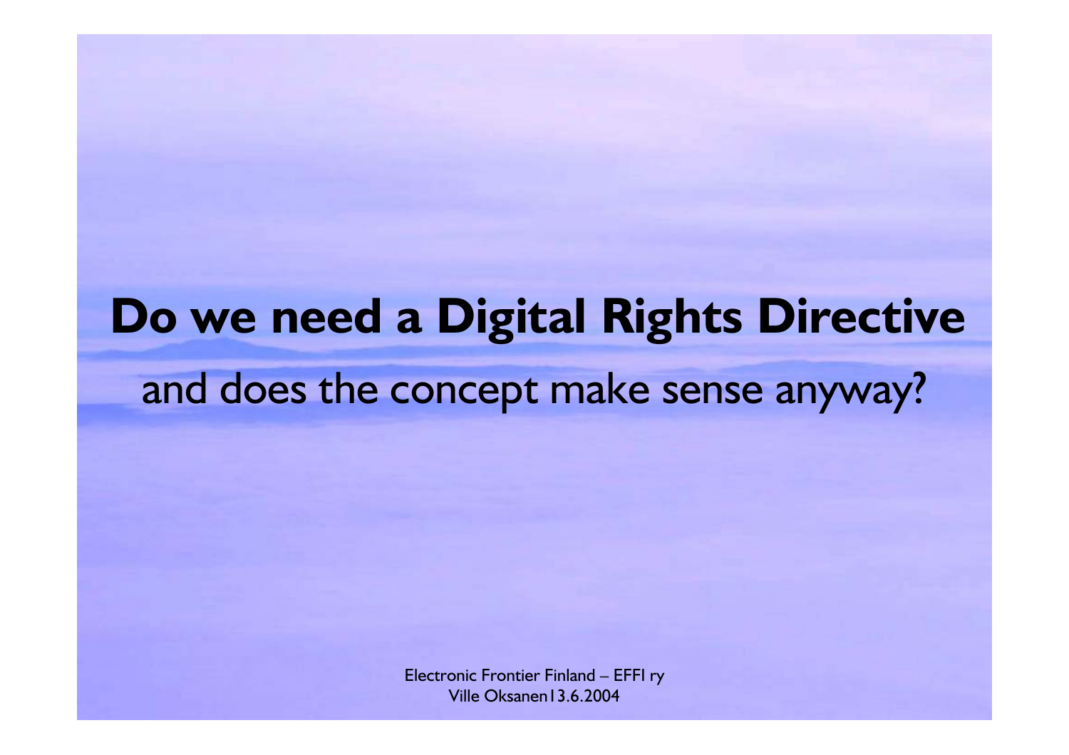# Do we need a Digital Rights Directive

and does the concept make sense anyway?

Electronic Frontier Finland – EFFI ry
Ville Oksanen 13.6.2004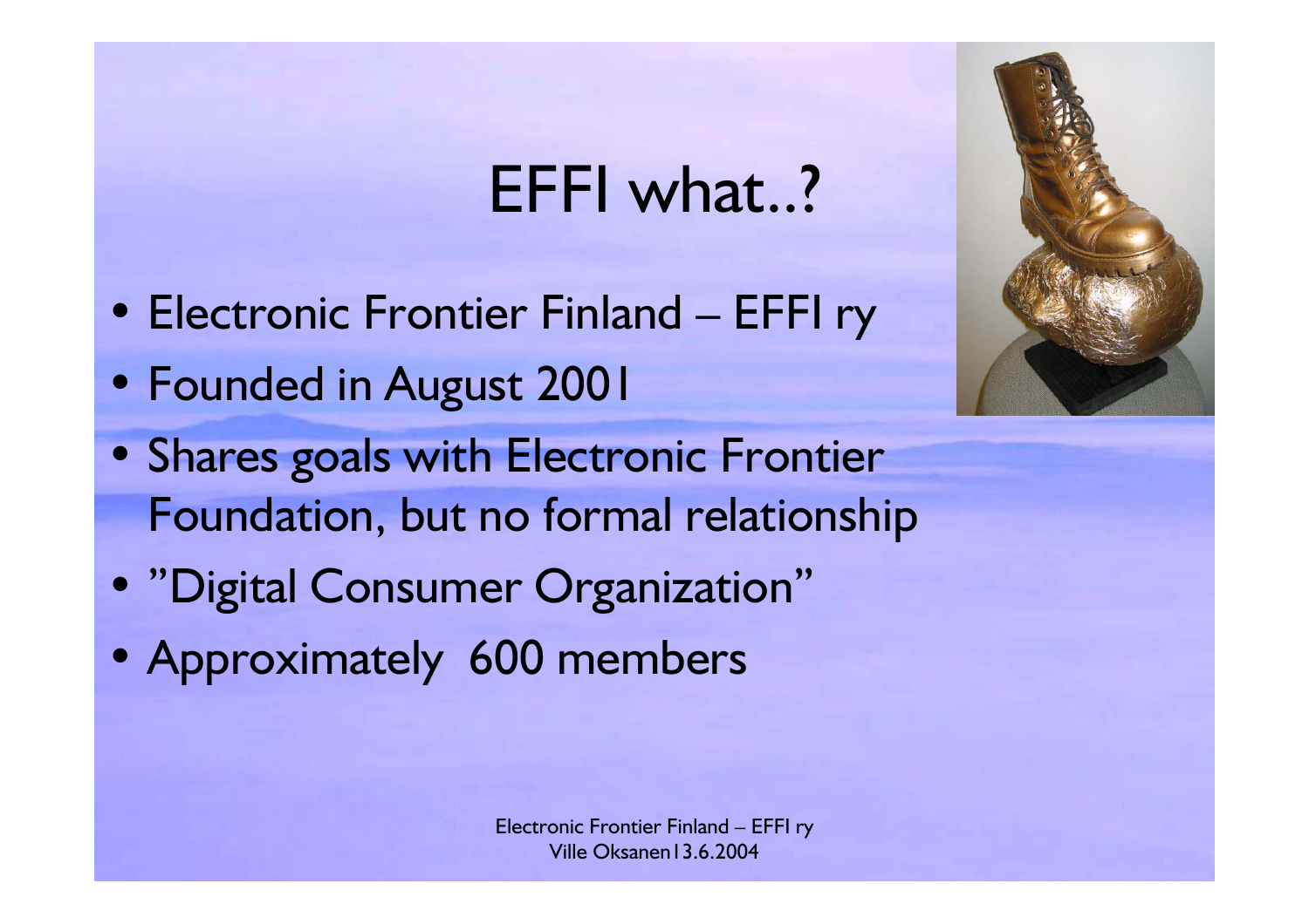# EFFI what..?

- Electronic Frontier Finland – EFFI ry
- Founded in August 2001
- Shares goals with Electronic Frontier Foundation, but no formal relationship
- ”Digital Consumer Organization”
- Approximately 600 members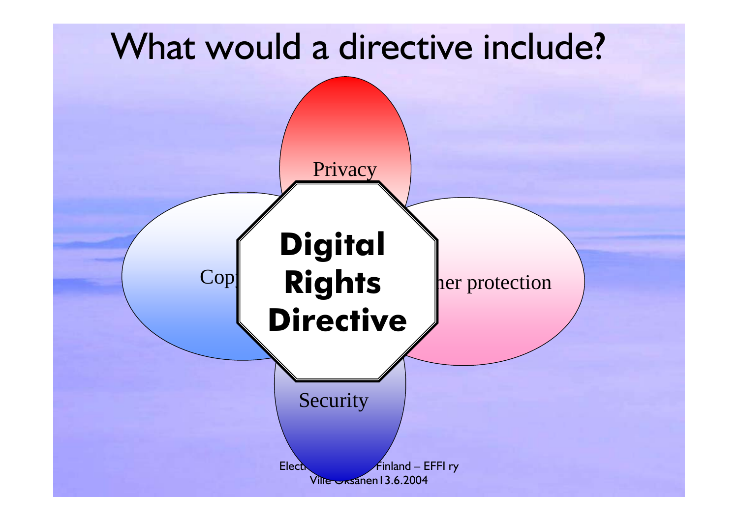# What would a directive include?

Privacy

Copy

**Digital Rights Directive**

her protection

Security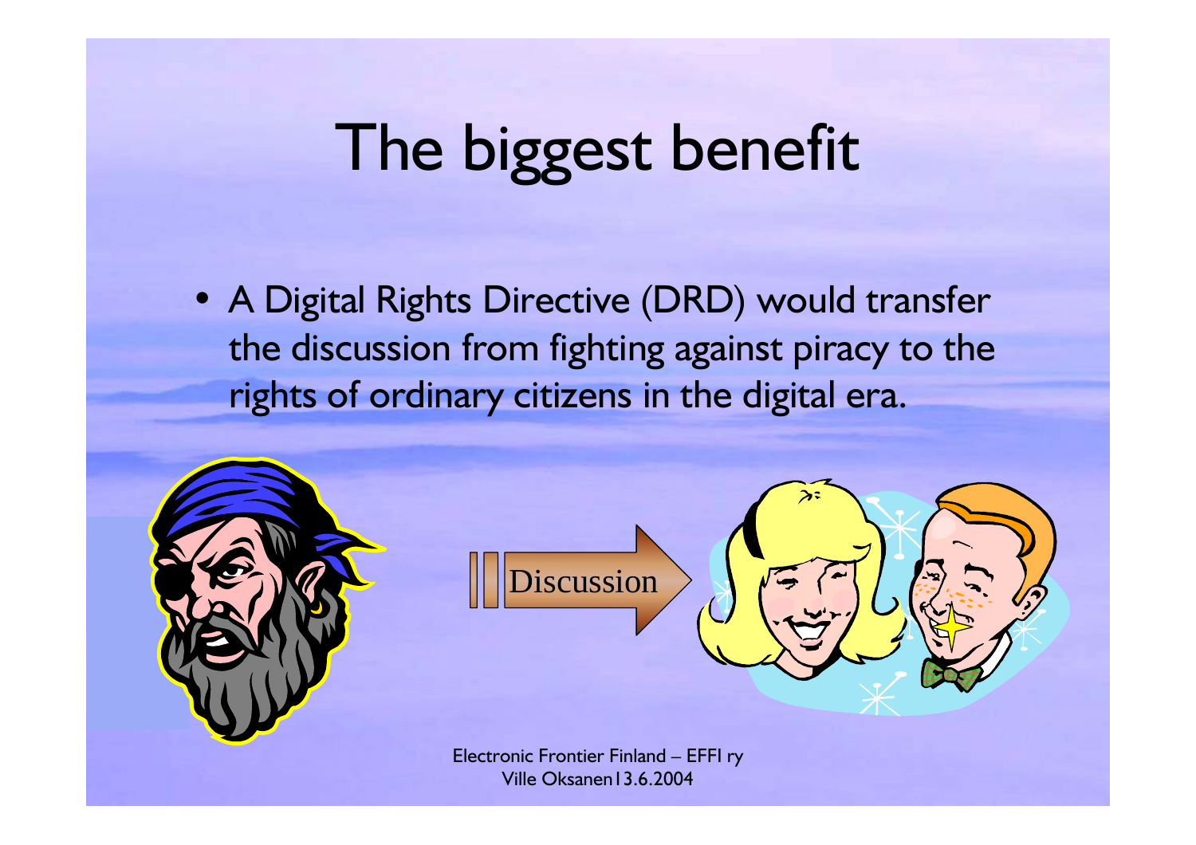# The biggest benefit

- A Digital Rights Directive (DRD) would transfer the discussion from fighting against piracy to the rights of ordinary citizens in the digital era.

Discussion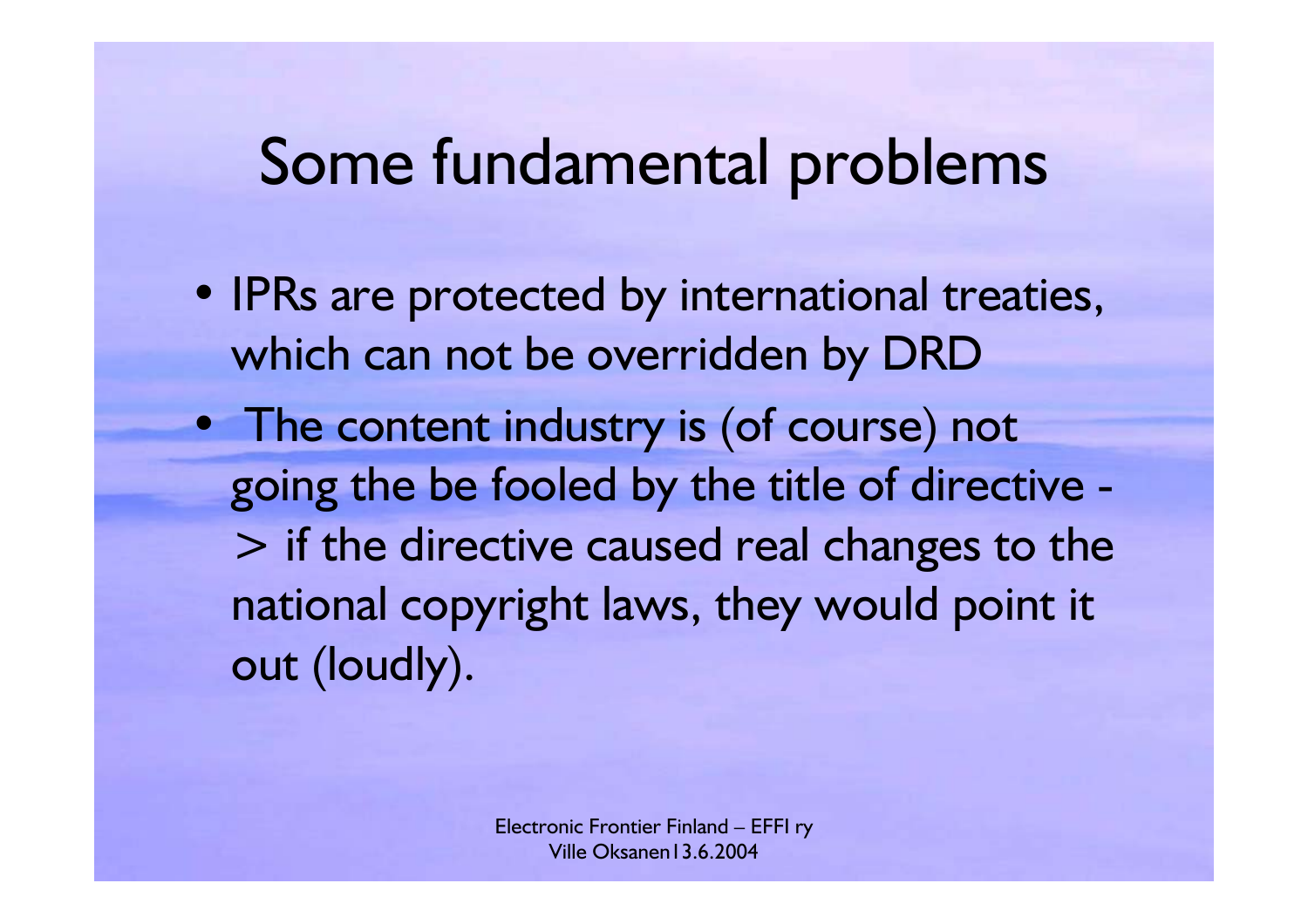# Some fundamental problems

- IPRs are protected by international treaties, which can not be overridden by DRD
- The content industry is (of course) not going the be fooled by the title of directive -> if the directive caused real changes to the national copyright laws, they would point it out (loudly).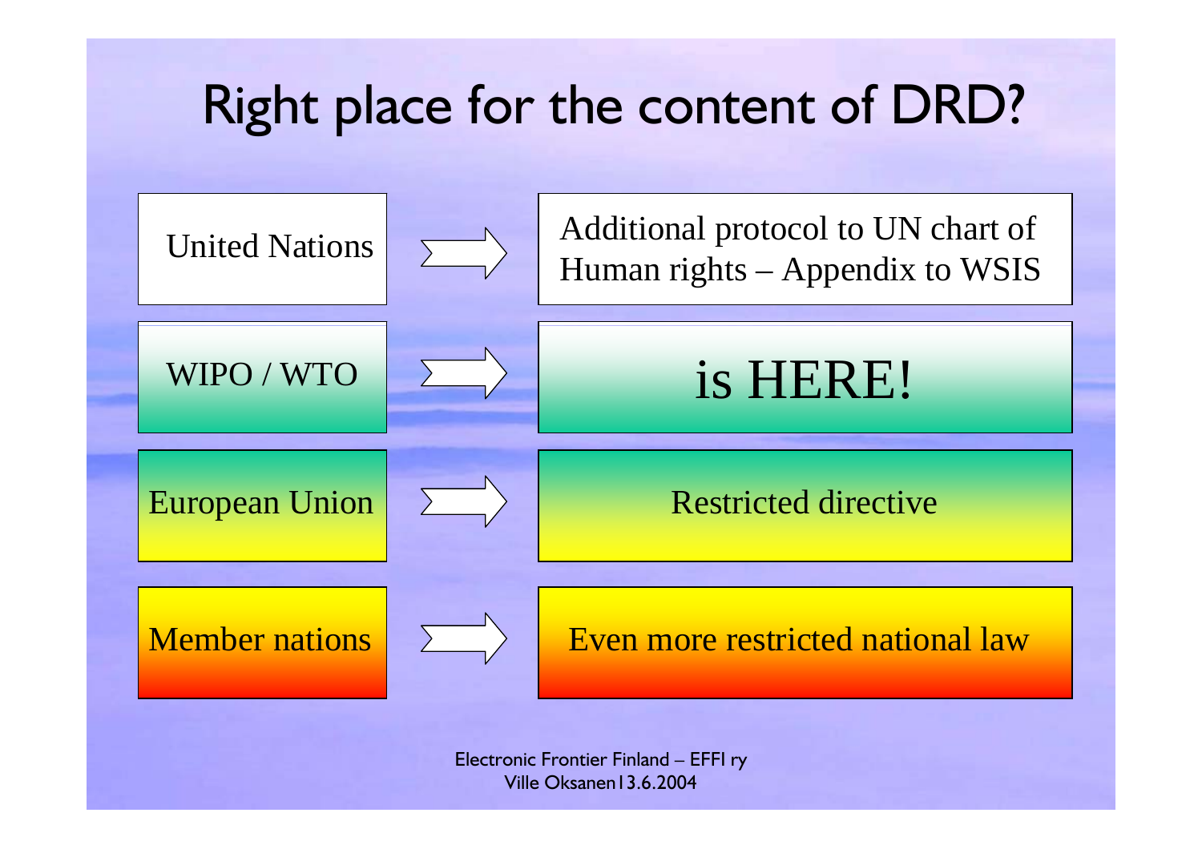# Right place for the content of DRD?

| | |
|---|---|
| United Nations | Additional protocol to UN chart of Human rights – Appendix to WSIS |
| WIPO / WTO | is HERE! |
| European Union | Restricted directive |
| Member nations | Even more restricted national law |

Electronic Frontier Finland – EFFI ry
Ville Oksanen13.6.2004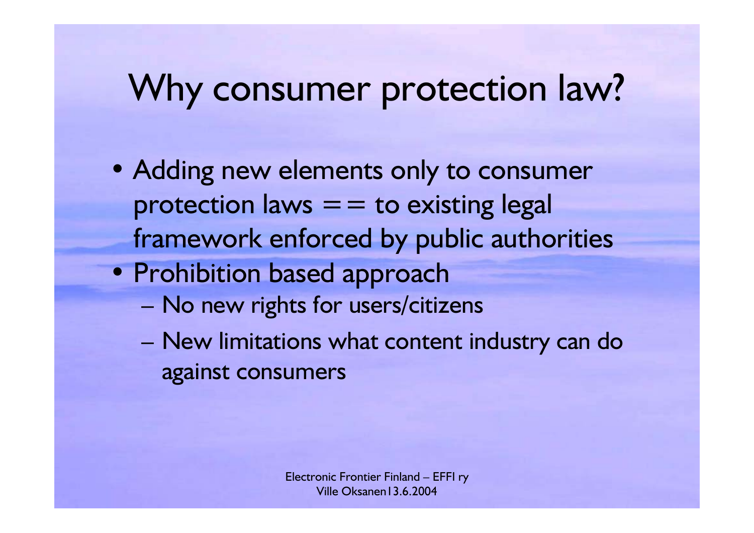# Why consumer protection law?

- Adding new elements only to consumer protection laws == to existing legal framework enforced by public authorities
- Prohibition based approach
  - No new rights for users/citizens
  - New limitations what content industry can do against consumers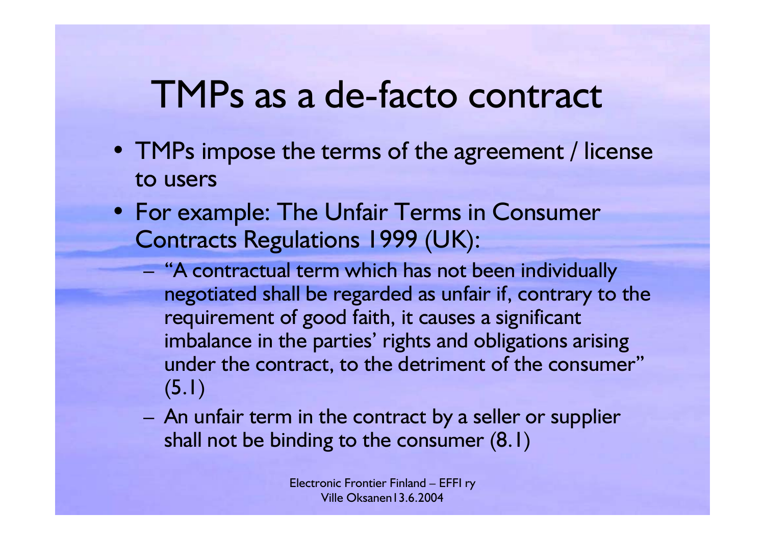# TMPs as a de-facto contract

- TMPs impose the terms of the agreement / license to users
- For example: The Unfair Terms in Consumer Contracts Regulations 1999 (UK):
  - "A contractual term which has not been individually negotiated shall be regarded as unfair if, contrary to the requirement of good faith, it causes a significant imbalance in the parties' rights and obligations arising under the contract, to the detriment of the consumer" (5.1)
  - An unfair term in the contract by a seller or supplier shall not be binding to the consumer (8.1)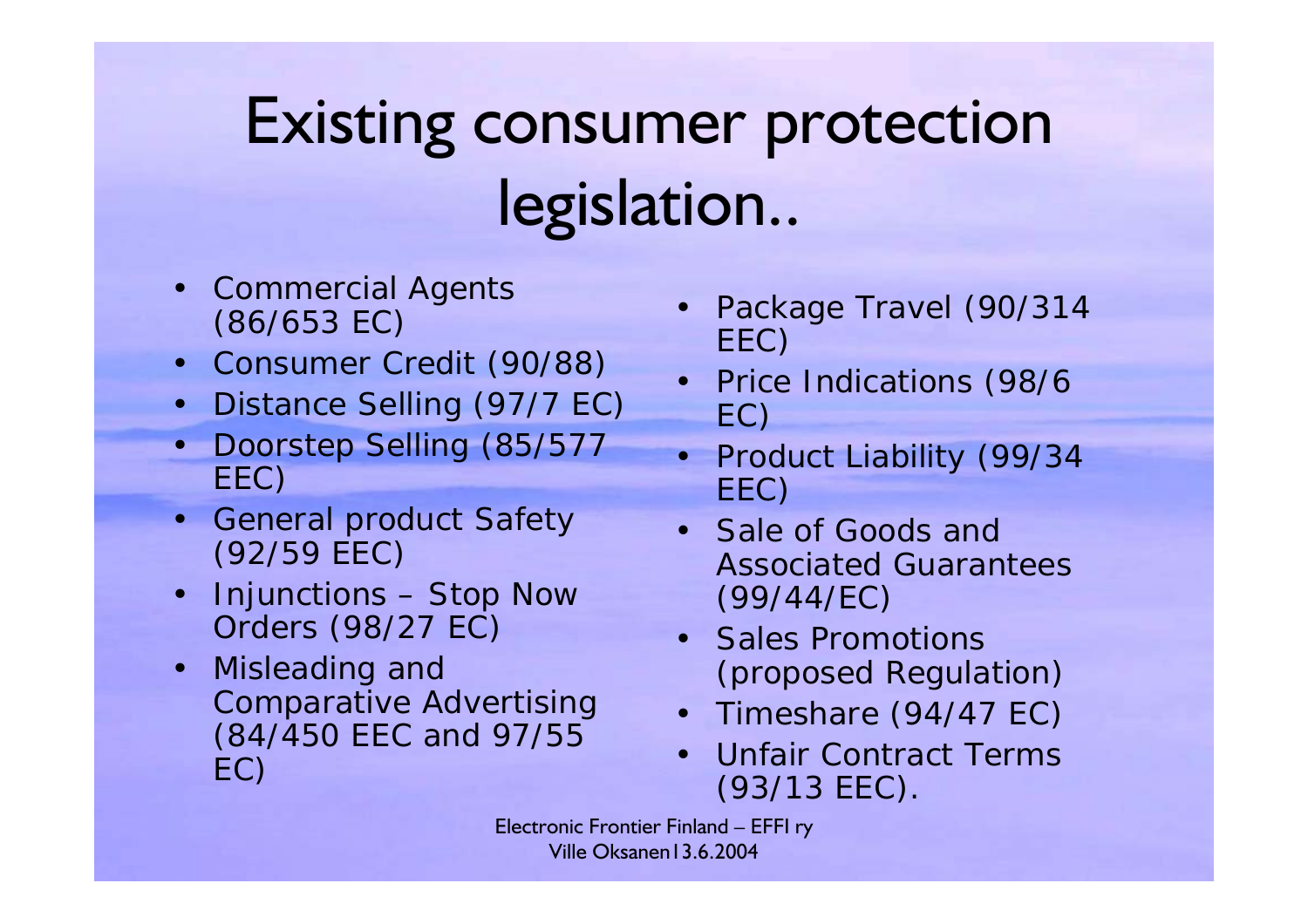# Existing consumer protection legislation..

- Commercial Agents (86/653 EC)
- Consumer Credit (90/88)
- Distance Selling (97/7 EC)
- Doorstep Selling (85/577 EEC)
- General product Safety (92/59 EEC)
- Injunctions – Stop Now Orders (98/27 EC)
- Misleading and Comparative Advertising (84/450 EEC and 97/55 EC)
- Package Travel (90/314 EEC)
- Price Indications (98/6 EC)
- Product Liability (99/34 EEC)
- Sale of Goods and Associated Guarantees (99/44/EC)
- Sales Promotions (proposed Regulation)
- Timeshare (94/47 EC)
- Unfair Contract Terms (93/13 EEC).

Electronic Frontier Finland – EFFI ry
Ville Oksanen13.6.2004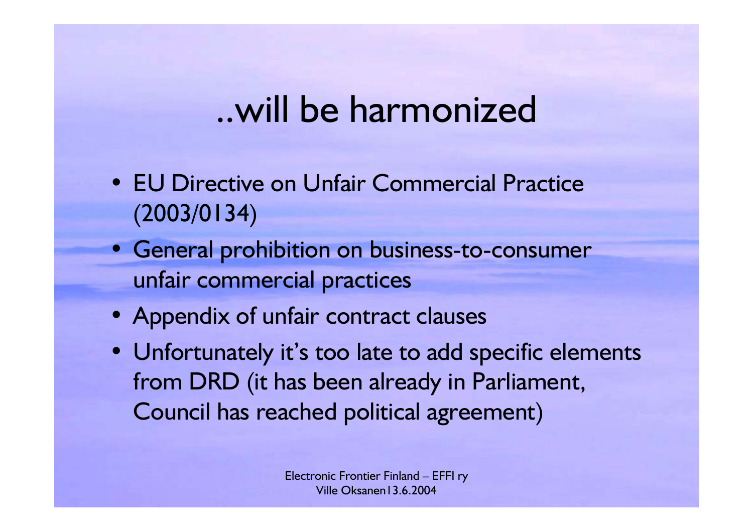# ..will be harmonized

- EU Directive on Unfair Commercial Practice (2003/0134)
- General prohibition on business-to-consumer unfair commercial practices
- Appendix of unfair contract clauses
- Unfortunately it's too late to add specific elements from DRD (it has been already in Parliament, Council has reached political agreement)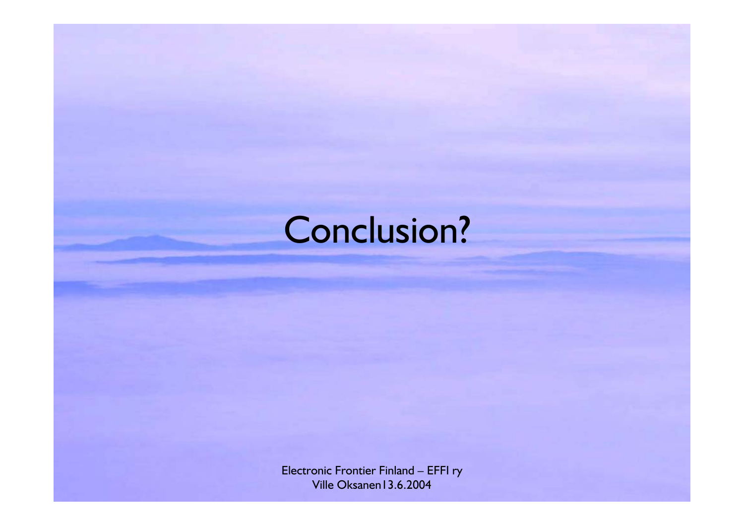# Conclusion?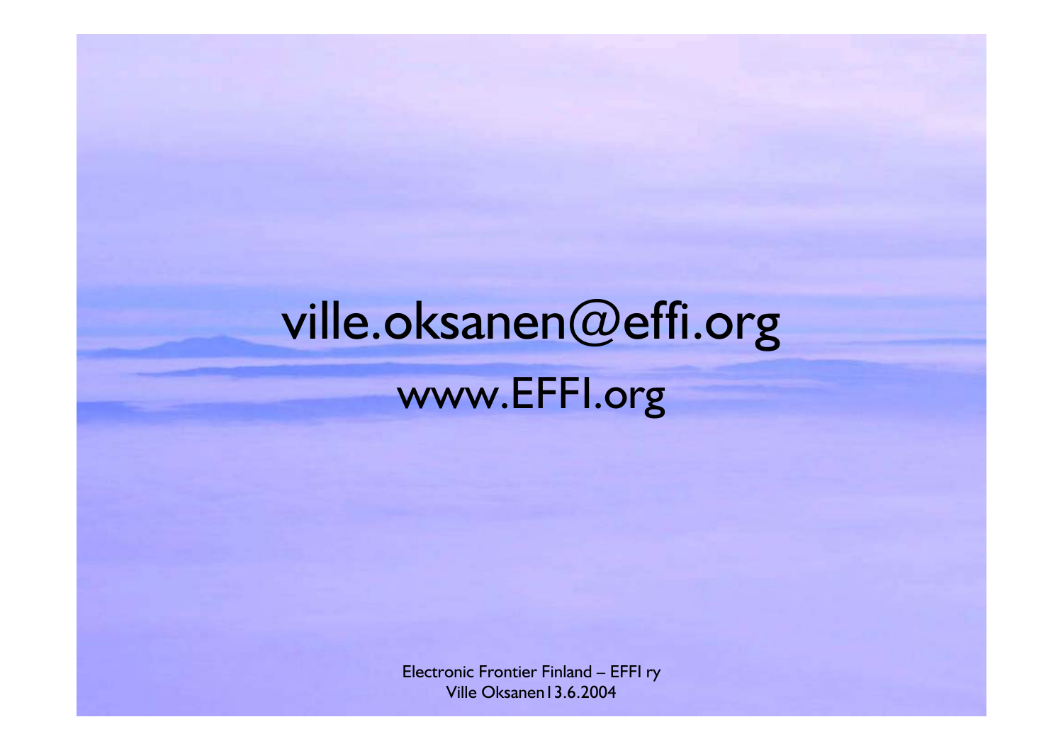ville.oksanen@effi.org

www.EFFI.org